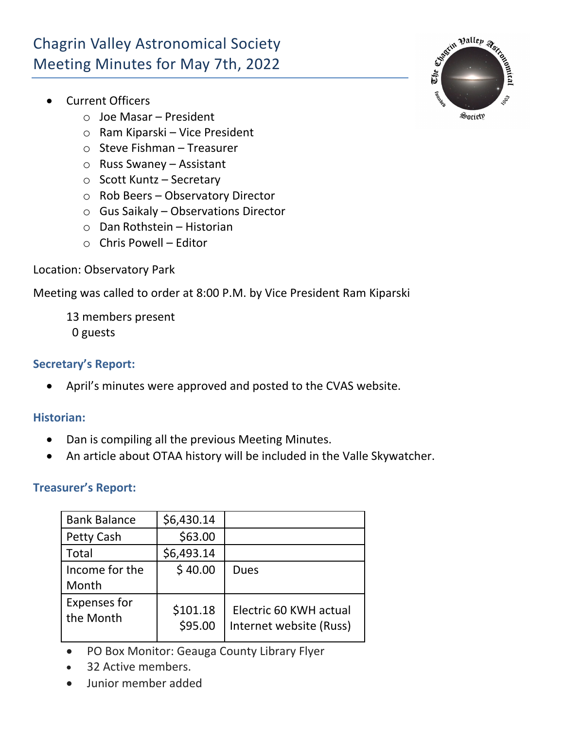# Chagrin Valley Astronomical Society
# Meeting Minutes for May 7th, 2022

- Current Officers
  - Joe Masar – President
  - Ram Kiparski – Vice President
  - Steve Fishman – Treasurer
  - Russ Swaney – Assistant
  - Scott Kuntz – Secretary
  - Rob Beers – Observatory Director
  - Gus Saikaly – Observations Director
  - Dan Rothstein – Historian
  - Chris Powell – Editor

Location: Observatory Park

Meeting was called to order at 8:00 P.M. by Vice President Ram Kiparski

13 members present
0 guests

### Secretary's Report:

- April's minutes were approved and posted to the CVAS website.

### Historian:

- Dan is compiling all the previous Meeting Minutes.
- An article about OTAA history will be included in the Valle Skywatcher.

### Treasurer's Report:

| Bank Balance | $6,430.14 | |
|---|---|---|
| Petty Cash | $63.00 | |
| Total | $6,493.14 | |
| Income for the Month | $ 40.00 | Dues |
| Expenses for the Month | $101.18<br>$95.00 | Electric 60 KWH actual<br>Internet website (Russ) |

- PO Box Monitor: Geauga County Library Flyer
- 32 Active members.
- Junior member added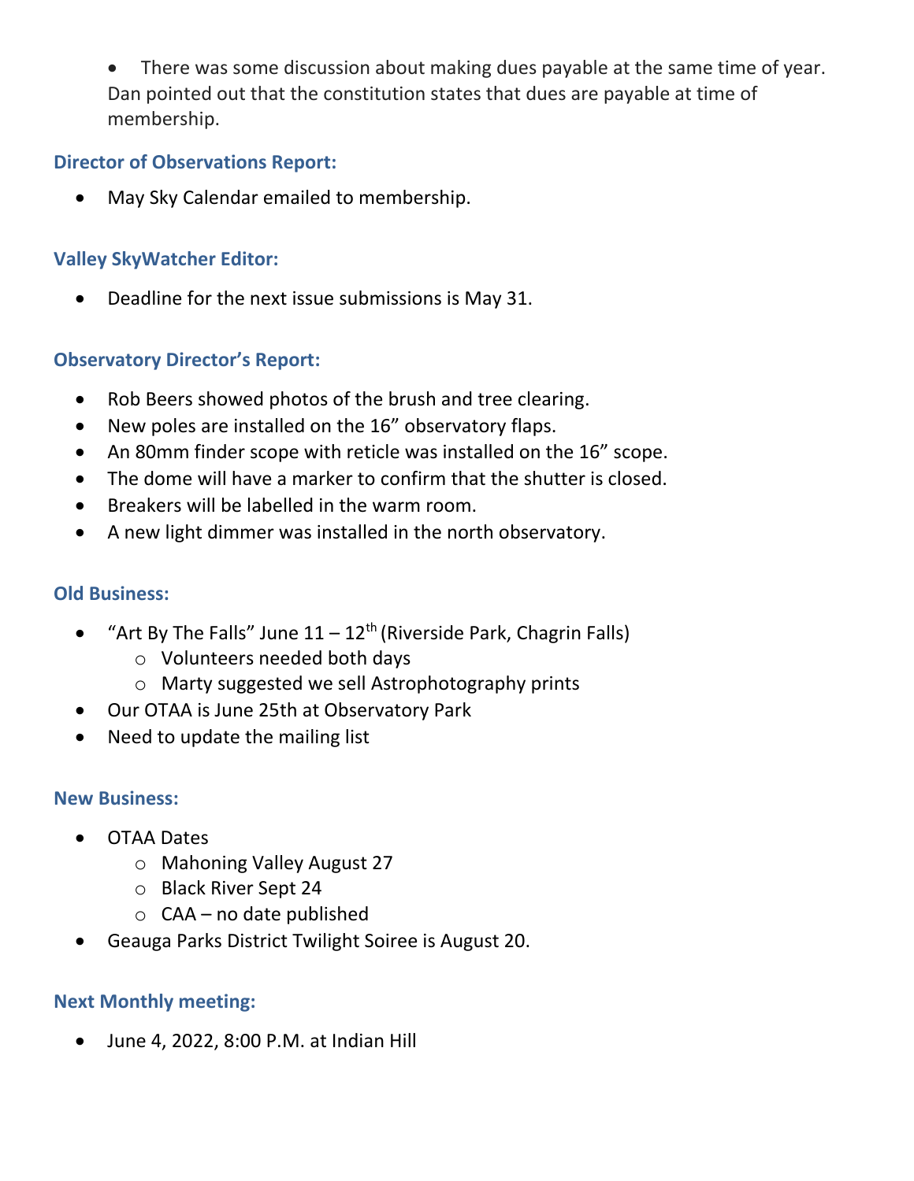- There was some discussion about making dues payable at the same time of year. Dan pointed out that the constitution states that dues are payable at time of membership.

### Director of Observations Report:

- May Sky Calendar emailed to membership.

### Valley SkyWatcher Editor:

- Deadline for the next issue submissions is May 31.

### Observatory Director's Report:

- Rob Beers showed photos of the brush and tree clearing.
- New poles are installed on the 16" observatory flaps.
- An 80mm finder scope with reticle was installed on the 16" scope.
- The dome will have a marker to confirm that the shutter is closed.
- Breakers will be labelled in the warm room.
- A new light dimmer was installed in the north observatory.

### Old Business:

- "Art By The Falls" June 11 – 12th (Riverside Park, Chagrin Falls)
  - Volunteers needed both days
  - Marty suggested we sell Astrophotography prints
- Our OTAA is June 25th at Observatory Park
- Need to update the mailing list

### New Business:

- OTAA Dates
  - Mahoning Valley August 27
  - Black River Sept 24
  - CAA – no date published
- Geauga Parks District Twilight Soiree is August 20.

### Next Monthly meeting:

- June 4, 2022, 8:00 P.M. at Indian Hill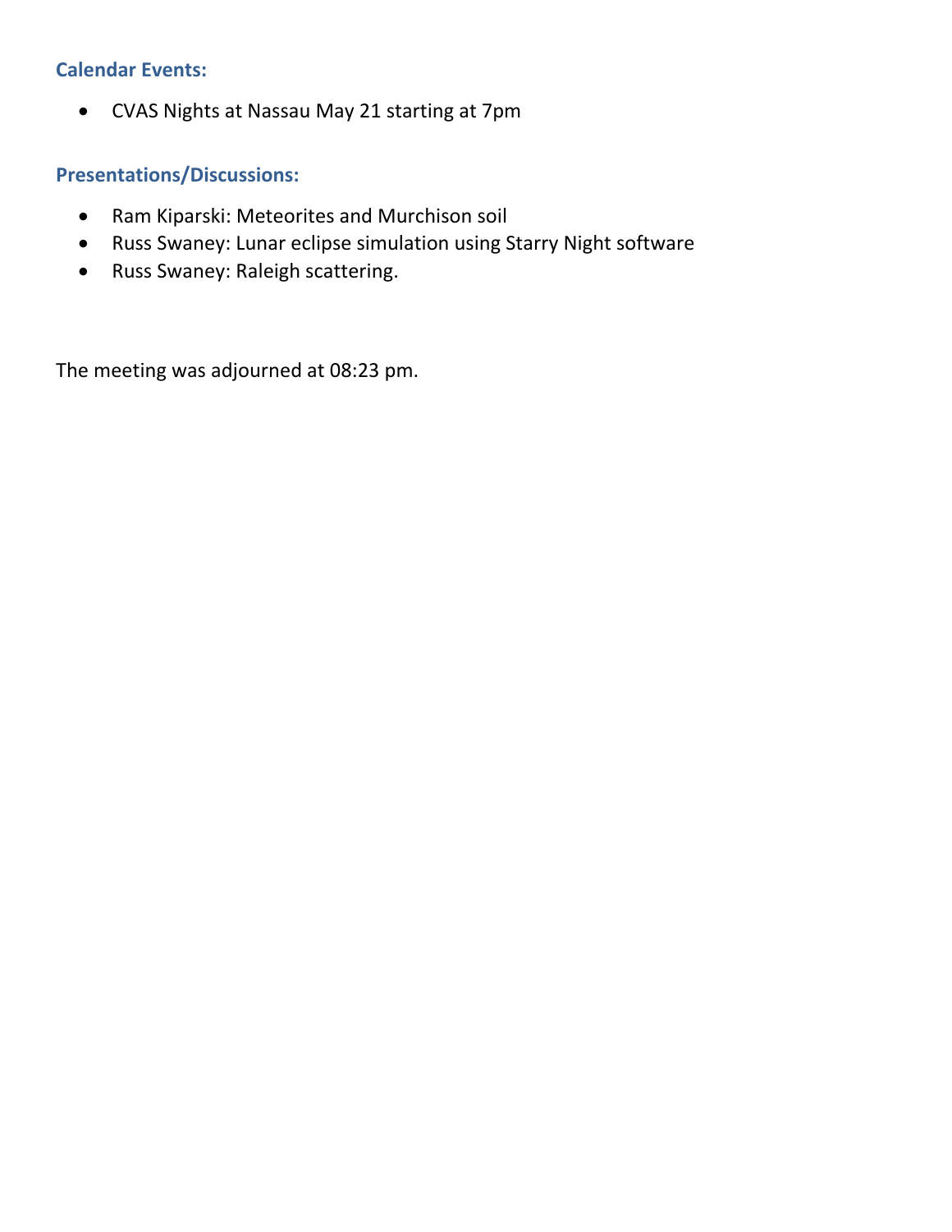### Calendar Events:

- CVAS Nights at Nassau May 21 starting at 7pm

### Presentations/Discussions:

- Ram Kiparski: Meteorites and Murchison soil
- Russ Swaney: Lunar eclipse simulation using Starry Night software
- Russ Swaney: Raleigh scattering.

The meeting was adjourned at 08:23 pm.